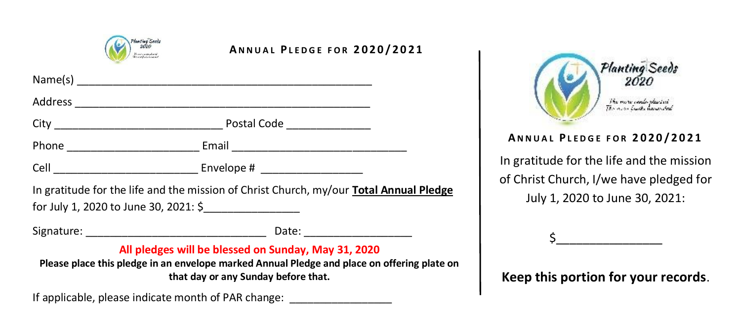## ANNUAL PLEDGE FOR 2020/2021

Name(s) _______________________________________________

Address _______________________________________________

City ___________________________ Postal Code _____________

Phone _____________________ Email ____________________________

Cell _______________________ Envelope # ________________

In gratitude for the life and the mission of Christ Church, my/our **Total Annual Pledge** for July 1, 2020 to June 30, 2021: $_______________

Signature: _____________________________ Date: _________________

**All pledges will be blessed on Sunday, May 31, 2020**

**Please place this pledge in an envelope marked Annual Pledge and place on offering plate on that day or any Sunday before that.**

If applicable, please indicate month of PAR change: ________________

---

Planting Seeds 2020

The more seeds planted The more fruits harvested

## ANNUAL PLEDGE FOR 2020/2021

In gratitude for the life and the mission of Christ Church, I/we have pledged for July 1, 2020 to June 30, 2021:

$_______________

**Keep this portion for your records**.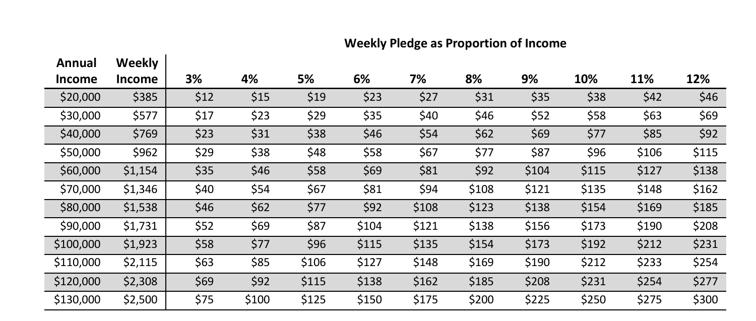| Annual Income | Weekly Income | Weekly Pledge as Proportion of Income | | | | | | | | | |
|---|---|---|---|---|---|---|---|---|---|---|---|
| | | 3% | 4% | 5% | 6% | 7% | 8% | 9% | 10% | 11% | 12% |
| $20,000 | $385 | $12 | $15 | $19 | $23 | $27 | $31 | $35 | $38 | $42 | $46 |
| $30,000 | $577 | $17 | $23 | $29 | $35 | $40 | $46 | $52 | $58 | $63 | $69 |
| $40,000 | $769 | $23 | $31 | $38 | $46 | $54 | $62 | $69 | $77 | $85 | $92 |
| $50,000 | $962 | $29 | $38 | $48 | $58 | $67 | $77 | $87 | $96 | $106 | $115 |
| $60,000 | $1,154 | $35 | $46 | $58 | $69 | $81 | $92 | $104 | $115 | $127 | $138 |
| $70,000 | $1,346 | $40 | $54 | $67 | $81 | $94 | $108 | $121 | $135 | $148 | $162 |
| $80,000 | $1,538 | $46 | $62 | $77 | $92 | $108 | $123 | $138 | $154 | $169 | $185 |
| $90,000 | $1,731 | $52 | $69 | $87 | $104 | $121 | $138 | $156 | $173 | $190 | $208 |
| $100,000 | $1,923 | $58 | $77 | $96 | $115 | $135 | $154 | $173 | $192 | $212 | $231 |
| $110,000 | $2,115 | $63 | $85 | $106 | $127 | $148 | $169 | $190 | $212 | $233 | $254 |
| $120,000 | $2,308 | $69 | $92 | $115 | $138 | $162 | $185 | $208 | $231 | $254 | $277 |
| $130,000 | $2,500 | $75 | $100 | $125 | $150 | $175 | $200 | $225 | $250 | $275 | $300 |